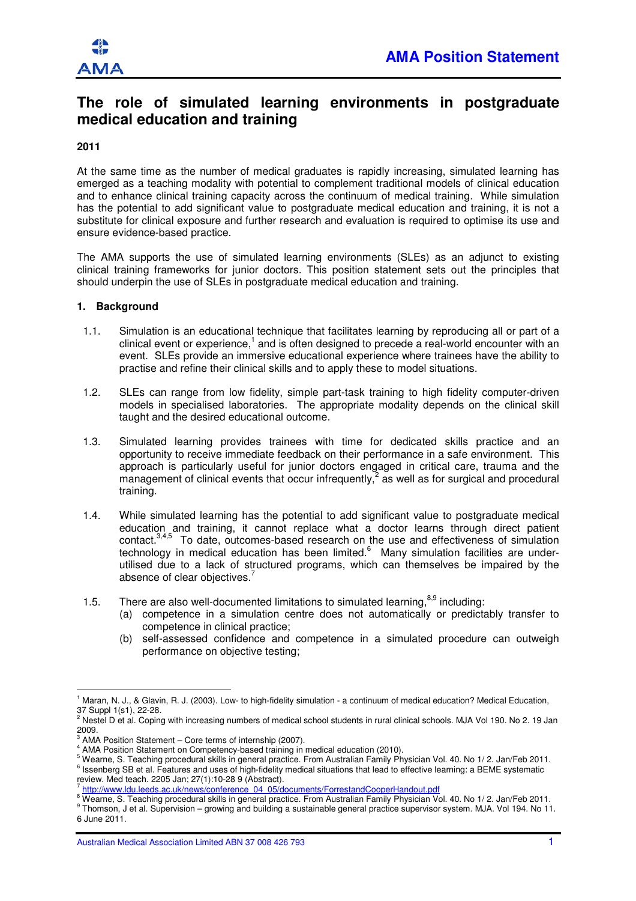AMA

**AMA Position Statement**

# The role of simulated learning environments in postgraduate medical education and training

**2011**

At the same time as the number of medical graduates is rapidly increasing, simulated learning has emerged as a teaching modality with potential to complement traditional models of clinical education and to enhance clinical training capacity across the continuum of medical training. While simulation has the potential to add significant value to postgraduate medical education and training, it is not a substitute for clinical exposure and further research and evaluation is required to optimise its use and ensure evidence-based practice.

The AMA supports the use of simulated learning environments (SLEs) as an adjunct to existing clinical training frameworks for junior doctors. This position statement sets out the principles that should underpin the use of SLEs in postgraduate medical education and training.

## 1. Background

1.1. Simulation is an educational technique that facilitates learning by reproducing all or part of a clinical event or experience,[1] and is often designed to precede a real-world encounter with an event. SLEs provide an immersive educational experience where trainees have the ability to practise and refine their clinical skills and to apply these to model situations.

1.2. SLEs can range from low fidelity, simple part-task training to high fidelity computer-driven models in specialised laboratories. The appropriate modality depends on the clinical skill taught and the desired educational outcome.

1.3. Simulated learning provides trainees with time for dedicated skills practice and an opportunity to receive immediate feedback on their performance in a safe environment. This approach is particularly useful for junior doctors engaged in critical care, trauma and the management of clinical events that occur infrequently,[2] as well as for surgical and procedural training.

1.4. While simulated learning has the potential to add significant value to postgraduate medical education and training, it cannot replace what a doctor learns through direct patient contact.[3,4,5] To date, outcomes-based research on the use and effectiveness of simulation technology in medical education has been limited.[6] Many simulation facilities are under-utilised due to a lack of structured programs, which can themselves be impaired by the absence of clear objectives.[7]

1.5. There are also well-documented limitations to simulated learning,[8,9] including:

(a) competence in a simulation centre does not automatically or predictably transfer to competence in clinical practice;

(b) self-assessed confidence and competence in a simulated procedure can outweigh performance on objective testing;

---

[1] Maran, N. J., & Glavin, R. J. (2003). Low- to high-fidelity simulation - a continuum of medical education? Medical Education, 37 Suppl 1(s1), 22-28.

[2] Nestel D et al. Coping with increasing numbers of medical school students in rural clinical schools. MJA Vol 190. No 2. 19 Jan 2009.

[3] AMA Position Statement – Core terms of internship (2007).

[4] AMA Position Statement on Competency-based training in medical education (2010).

[5] Wearne, S. Teaching procedural skills in general practice. From Australian Family Physician Vol. 40. No 1/ 2. Jan/Feb 2011.

[6] Issenberg SB et al. Features and uses of high-fidelity medical situations that lead to effective learning: a BEME systematic review. Med teach. 2205 Jan; 27(1):10-28 9 (Abstract).

[7] http://www.ldu.leeds.ac.uk/news/conference_04_05/documents/ForrestandCooperHandout.pdf

[8] Wearne, S. Teaching procedural skills in general practice. From Australian Family Physician Vol. 40. No 1/ 2. Jan/Feb 2011.

[9] Thomson, J et al. Supervision – growing and building a sustainable general practice supervisor system. MJA. Vol 194. No 11. 6 June 2011.

Australian Medical Association Limited ABN 37 008 426 793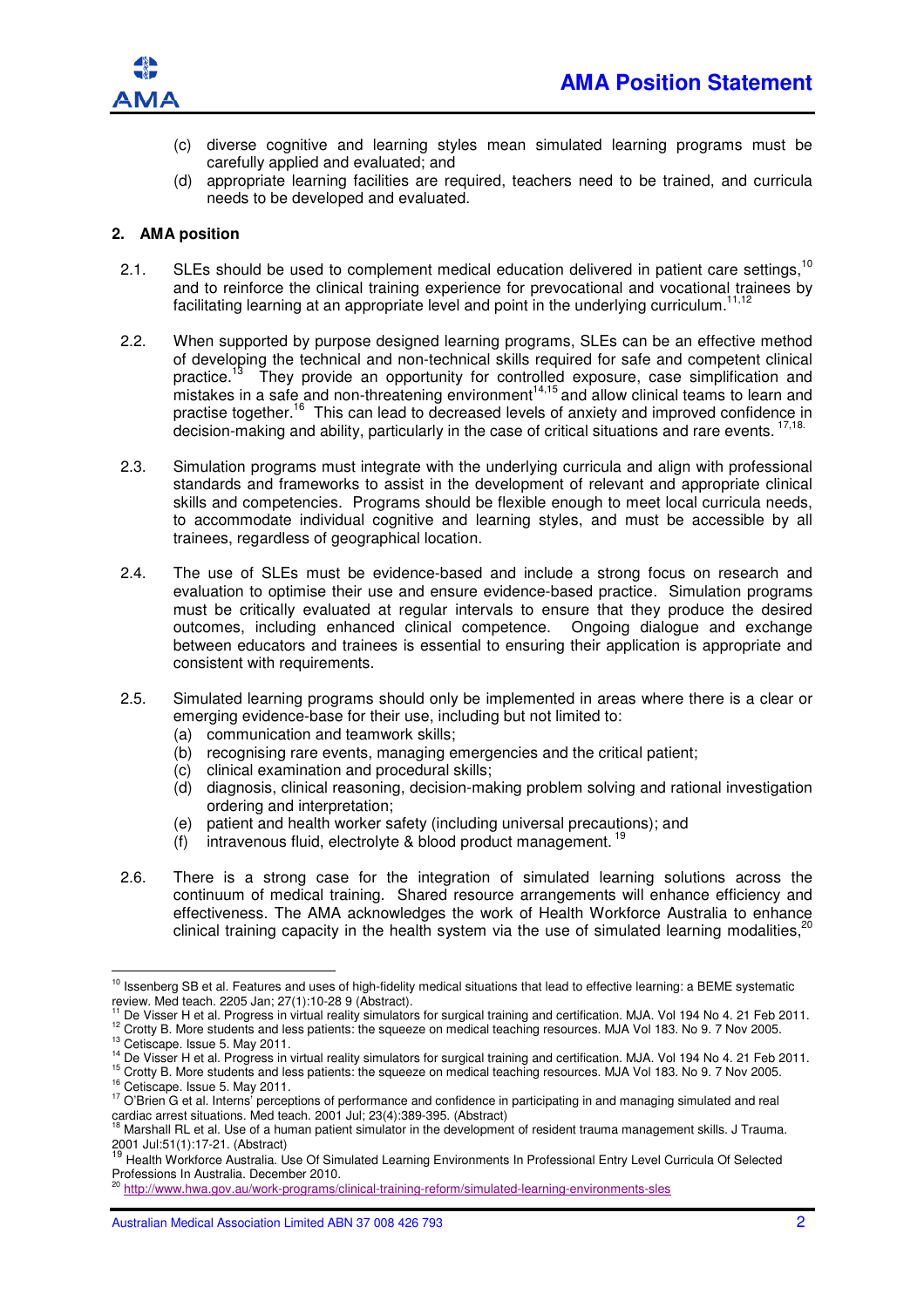(c) diverse cognitive and learning styles mean simulated learning programs must be carefully applied and evaluated; and
(d) appropriate learning facilities are required, teachers need to be trained, and curricula needs to be developed and evaluated.

## 2. AMA position

2.1. SLEs should be used to complement medical education delivered in patient care settings,[10] and to reinforce the clinical training experience for prevocational and vocational trainees by facilitating learning at an appropriate level and point in the underlying curriculum.[11,12]

2.2. When supported by purpose designed learning programs, SLEs can be an effective method of developing the technical and non-technical skills required for safe and competent clinical practice.[13] They provide an opportunity for controlled exposure, case simplification and mistakes in a safe and non-threatening environment[14,15] and allow clinical teams to learn and practise together.[16] This can lead to decreased levels of anxiety and improved confidence in decision-making and ability, particularly in the case of critical situations and rare events.[17,18.]

2.3. Simulation programs must integrate with the underlying curricula and align with professional standards and frameworks to assist in the development of relevant and appropriate clinical skills and competencies. Programs should be flexible enough to meet local curricula needs, to accommodate individual cognitive and learning styles, and must be accessible by all trainees, regardless of geographical location.

2.4. The use of SLEs must be evidence-based and include a strong focus on research and evaluation to optimise their use and ensure evidence-based practice. Simulation programs must be critically evaluated at regular intervals to ensure that they produce the desired outcomes, including enhanced clinical competence. Ongoing dialogue and exchange between educators and trainees is essential to ensuring their application is appropriate and consistent with requirements.

2.5. Simulated learning programs should only be implemented in areas where there is a clear or emerging evidence-base for their use, including but not limited to:
(a) communication and teamwork skills;
(b) recognising rare events, managing emergencies and the critical patient;
(c) clinical examination and procedural skills;
(d) diagnosis, clinical reasoning, decision-making problem solving and rational investigation ordering and interpretation;
(e) patient and health worker safety (including universal precautions); and
(f) intravenous fluid, electrolyte & blood product management.[19]

2.6. There is a strong case for the integration of simulated learning solutions across the continuum of medical training. Shared resource arrangements will enhance efficiency and effectiveness. The AMA acknowledges the work of Health Workforce Australia to enhance clinical training capacity in the health system via the use of simulated learning modalities,[20]

---

[10] Issenberg SB et al. Features and uses of high-fidelity medical situations that lead to effective learning: a BEME systematic review. Med teach. 2205 Jan; 27(1):10-28 9 (Abstract).
[11] De Visser H et al. Progress in virtual reality simulators for surgical training and certification. MJA. Vol 194 No 4. 21 Feb 2011.
[12] Crotty B. More students and less patients: the squeeze on medical teaching resources. MJA Vol 183. No 9. 7 Nov 2005.
[13] Cetiscape. Issue 5. May 2011.
[14] De Visser H et al. Progress in virtual reality simulators for surgical training and certification. MJA. Vol 194 No 4. 21 Feb 2011.
[15] Crotty B. More students and less patients: the squeeze on medical teaching resources. MJA Vol 183. No 9. 7 Nov 2005.
[16] Cetiscape. Issue 5. May 2011.
[17] O'Brien G et al. Interns' perceptions of performance and confidence in participating in and managing simulated and real cardiac arrest situations. Med teach. 2001 Jul; 23(4):389-395. (Abstract)
[18] Marshall RL et al. Use of a human patient simulator in the development of resident trauma management skills. J Trauma. 2001 Jul:51(1):17-21. (Abstract)
[19] Health Workforce Australia. Use Of Simulated Learning Environments In Professional Entry Level Curricula Of Selected Professions In Australia. December 2010.
[20] http://www.hwa.gov.au/work-programs/clinical-training-reform/simulated-learning-environments-sles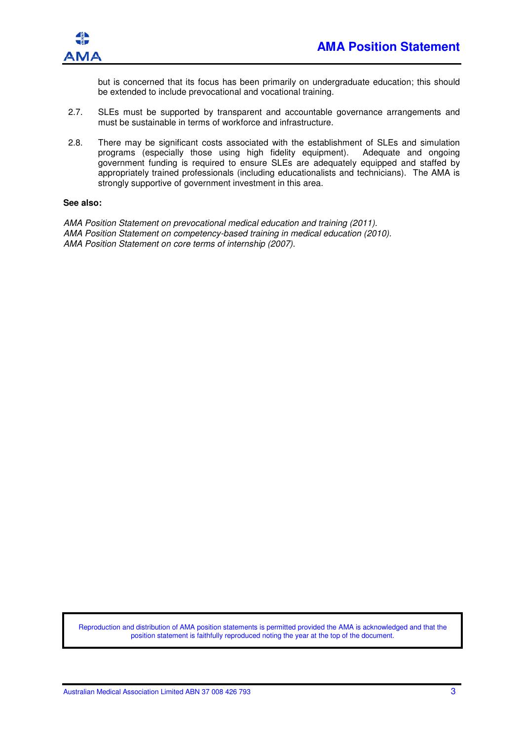but is concerned that its focus has been primarily on undergraduate education; this should be extended to include prevocational and vocational training.

2.7. SLEs must be supported by transparent and accountable governance arrangements and must be sustainable in terms of workforce and infrastructure.

2.8. There may be significant costs associated with the establishment of SLEs and simulation programs (especially those using high fidelity equipment). Adequate and ongoing government funding is required to ensure SLEs are adequately equipped and staffed by appropriately trained professionals (including educationalists and technicians). The AMA is strongly supportive of government investment in this area.

**See also:**

*AMA Position Statement on prevocational medical education and training (2011).*
*AMA Position Statement on competency-based training in medical education (2010).*
*AMA Position Statement on core terms of internship (2007).*

Reproduction and distribution of AMA position statements is permitted provided the AMA is acknowledged and that the position statement is faithfully reproduced noting the year at the top of the document.